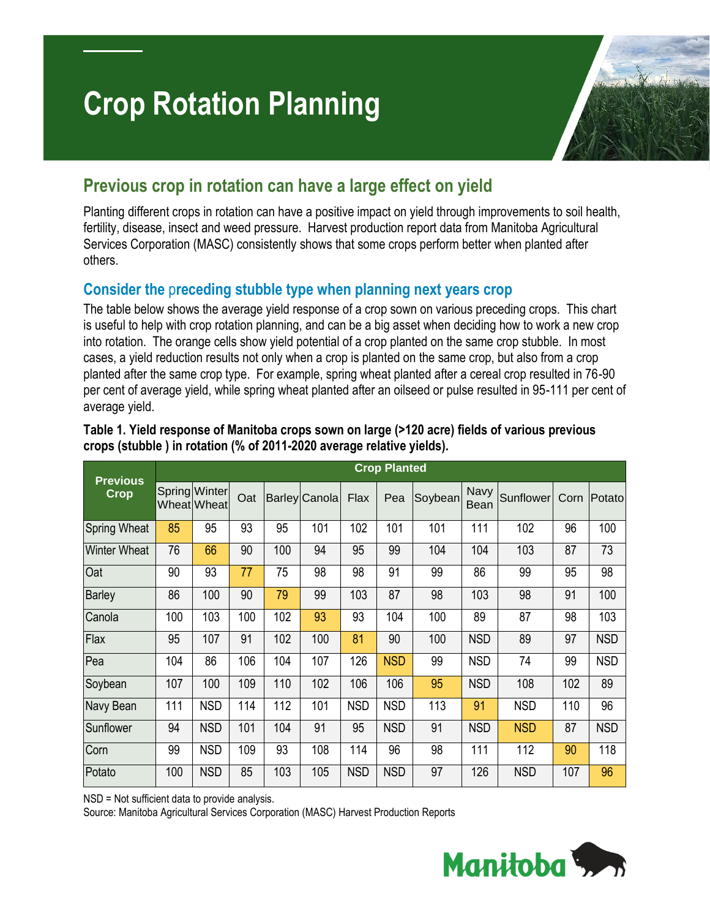# Crop Rotation Planning

## Previous crop in rotation can have a large effect on yield

Planting different crops in rotation can have a positive impact on yield through improvements to soil health, fertility, disease, insect and weed pressure. Harvest production report data from Manitoba Agricultural Services Corporation (MASC) consistently shows that some crops perform better when planted after others.

### Consider the preceding stubble type when planning next years crop

The table below shows the average yield response of a crop sown on various preceding crops. This chart is useful to help with crop rotation planning, and can be a big asset when deciding how to work a new crop into rotation. The orange cells show yield potential of a crop planted on the same crop stubble. In most cases, a yield reduction results not only when a crop is planted on the same crop, but also from a crop planted after the same crop type. For example, spring wheat planted after a cereal crop resulted in 76-90 per cent of average yield, while spring wheat planted after an oilseed or pulse resulted in 95-111 per cent of average yield.

**Table 1. Yield response of Manitoba crops sown on large (>120 acre) fields of various previous crops (stubble ) in rotation (% of 2011-2020 average relative yields).**

| Previous Crop | Crop Planted | | | | | | | | | | | |
|---|---|---|---|---|---|---|---|---|---|---|---|---|
| | Spring Wheat | Winter Wheat | Oat | Barley | Canola | Flax | Pea | Soybean | Navy Bean | Sunflower | Corn | Potato |
| Spring Wheat | 85 | 95 | 93 | 95 | 101 | 102 | 101 | 101 | 111 | 102 | 96 | 100 |
| Winter Wheat | 76 | 66 | 90 | 100 | 94 | 95 | 99 | 104 | 104 | 103 | 87 | 73 |
| Oat | 90 | 93 | 77 | 75 | 98 | 98 | 91 | 99 | 86 | 99 | 95 | 98 |
| Barley | 86 | 100 | 90 | 79 | 99 | 103 | 87 | 98 | 103 | 98 | 91 | 100 |
| Canola | 100 | 103 | 100 | 102 | 93 | 93 | 104 | 100 | 89 | 87 | 98 | 103 |
| Flax | 95 | 107 | 91 | 102 | 100 | 81 | 90 | 100 | NSD | 89 | 97 | NSD |
| Pea | 104 | 86 | 106 | 104 | 107 | 126 | NSD | 99 | NSD | 74 | 99 | NSD |
| Soybean | 107 | 100 | 109 | 110 | 102 | 106 | 106 | 95 | NSD | 108 | 102 | 89 |
| Navy Bean | 111 | NSD | 114 | 112 | 101 | NSD | NSD | 113 | 91 | NSD | 110 | 96 |
| Sunflower | 94 | NSD | 101 | 104 | 91 | 95 | NSD | 91 | NSD | NSD | 87 | NSD |
| Corn | 99 | NSD | 109 | 93 | 108 | 114 | 96 | 98 | 111 | 112 | 90 | 118 |
| Potato | 100 | NSD | 85 | 103 | 105 | NSD | NSD | 97 | 126 | NSD | 107 | 96 |

NSD = Not sufficient data to provide analysis.
Source: Manitoba Agricultural Services Corporation (MASC) Harvest Production Reports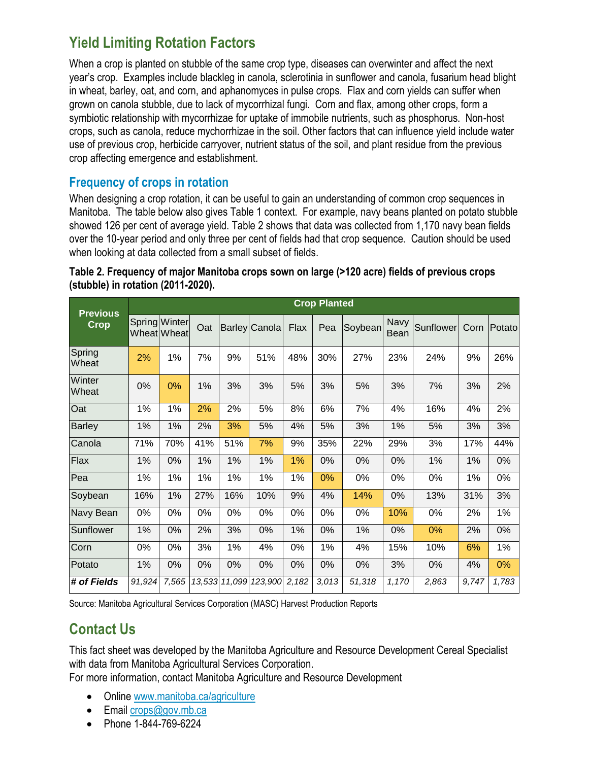## Yield Limiting Rotation Factors

When a crop is planted on stubble of the same crop type, diseases can overwinter and affect the next year's crop. Examples include blackleg in canola, sclerotinia in sunflower and canola, fusarium head blight in wheat, barley, oat, and corn, and aphanomyces in pulse crops. Flax and corn yields can suffer when grown on canola stubble, due to lack of mycorrhizal fungi. Corn and flax, among other crops, form a symbiotic relationship with mycorrhizae for uptake of immobile nutrients, such as phosphorus. Non-host crops, such as canola, reduce mychorrhizae in the soil. Other factors that can influence yield include water use of previous crop, herbicide carryover, nutrient status of the soil, and plant residue from the previous crop affecting emergence and establishment.

### Frequency of crops in rotation

When designing a crop rotation, it can be useful to gain an understanding of common crop sequences in Manitoba. The table below also gives Table 1 context. For example, navy beans planted on potato stubble showed 126 per cent of average yield. Table 2 shows that data was collected from 1,170 navy bean fields over the 10-year period and only three per cent of fields had that crop sequence. Caution should be used when looking at data collected from a small subset of fields.

**Table 2. Frequency of major Manitoba crops sown on large (>120 acre) fields of previous crops (stubble) in rotation (2011-2020).**

| Previous Crop | Crop Planted | | | | | | | | | | | |
|---|---|---|---|---|---|---|---|---|---|---|---|---|
| | Spring Wheat | Winter Wheat | Oat | Barley | Canola | Flax | Pea | Soybean | Navy Bean | Sunflower | Corn | Potato |
| Spring Wheat | 2% | 1% | 7% | 9% | 51% | 48% | 30% | 27% | 23% | 24% | 9% | 26% |
| Winter Wheat | 0% | 0% | 1% | 3% | 3% | 5% | 3% | 5% | 3% | 7% | 3% | 2% |
| Oat | 1% | 1% | 2% | 2% | 5% | 8% | 6% | 7% | 4% | 16% | 4% | 2% |
| Barley | 1% | 1% | 2% | 3% | 5% | 4% | 5% | 3% | 1% | 5% | 3% | 3% |
| Canola | 71% | 70% | 41% | 51% | 7% | 9% | 35% | 22% | 29% | 3% | 17% | 44% |
| Flax | 1% | 0% | 1% | 1% | 1% | 1% | 0% | 0% | 0% | 1% | 1% | 0% |
| Pea | 1% | 1% | 1% | 1% | 1% | 1% | 0% | 0% | 0% | 0% | 1% | 0% |
| Soybean | 16% | 1% | 27% | 16% | 10% | 9% | 4% | 14% | 0% | 13% | 31% | 3% |
| Navy Bean | 0% | 0% | 0% | 0% | 0% | 0% | 0% | 0% | 10% | 0% | 2% | 1% |
| Sunflower | 1% | 0% | 2% | 3% | 0% | 1% | 0% | 1% | 0% | 0% | 2% | 0% |
| Corn | 0% | 0% | 3% | 1% | 4% | 0% | 1% | 4% | 15% | 10% | 6% | 1% |
| Potato | 1% | 0% | 0% | 0% | 0% | 0% | 0% | 0% | 3% | 0% | 4% | 0% |
| ***# of Fields*** | *91,924* | *7,565* | *13,533* | *11,099* | *123,900* | *2,182* | *3,013* | *51,318* | *1,170* | *2,863* | *9,747* | *1,783* |

Source: Manitoba Agricultural Services Corporation (MASC) Harvest Production Reports

## Contact Us

This fact sheet was developed by the Manitoba Agriculture and Resource Development Cereal Specialist with data from Manitoba Agricultural Services Corporation.
For more information, contact Manitoba Agriculture and Resource Development

- Online www.manitoba.ca/agriculture
- Email crops@gov.mb.ca
- Phone 1-844-769-6224